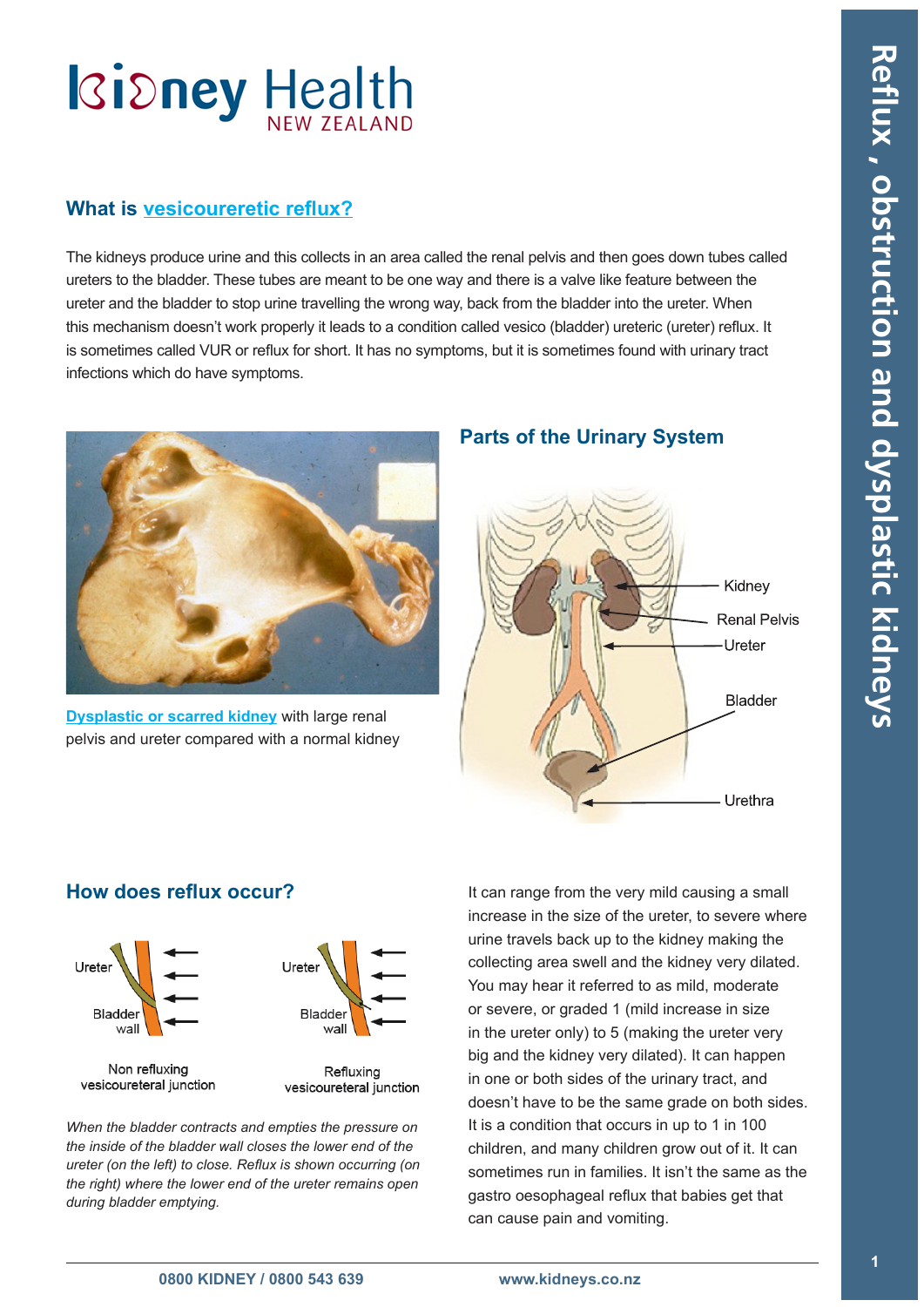# Kidney Health NEW ZEALAND

# Reflux, obstruction and dysplastic kidneys

## What is vesicouereteric reflux?

The kidneys produce urine and this collects in an area called the renal pelvis and then goes down tubes called ureters to the bladder. These tubes are meant to be one way and there is a valve like feature between the ureter and the bladder to stop urine travelling the wrong way, back from the bladder into the ureter. When this mechanism doesn't work properly it leads to a condition called vesico (bladder) ureteric (ureter) reflux. It is sometimes called VUR or reflux for short. It has no symptoms, but it is sometimes found with urinary tract infections which do have symptoms.

Dysplastic or scarred kidney with large renal pelvis and ureter compared with a normal kidney

### Parts of the Urinary System

Kidney

Renal Pelvis

Ureter

Bladder

Urethra

## How does reflux occur?

Non refluxing vesicoureteral junction

Refluxing vesicoureteral junction

*When the bladder contracts and empties the pressure on the inside of the bladder wall closes the lower end of the ureter (on the left) to close. Reflux is shown occurring (on the right) where the lower end of the ureter remains open during bladder emptying.*

It can range from the very mild causing a small increase in the size of the ureter, to severe where urine travels back up to the kidney making the collecting area swell and the kidney very dilated. You may hear it referred to as mild, moderate or severe, or graded 1 (mild increase in size in the ureter only) to 5 (making the ureter very big and the kidney very dilated). It can happen in one or both sides of the urinary tract, and doesn't have to be the same grade on both sides. It is a condition that occurs in up to 1 in 100 children, and many children grow out of it. It can sometimes run in families. It isn't the same as the gastro oesophageal reflux that babies get that can cause pain and vomiting.

0800 KIDNEY / 0800 543 639 www.kidneys.co.nz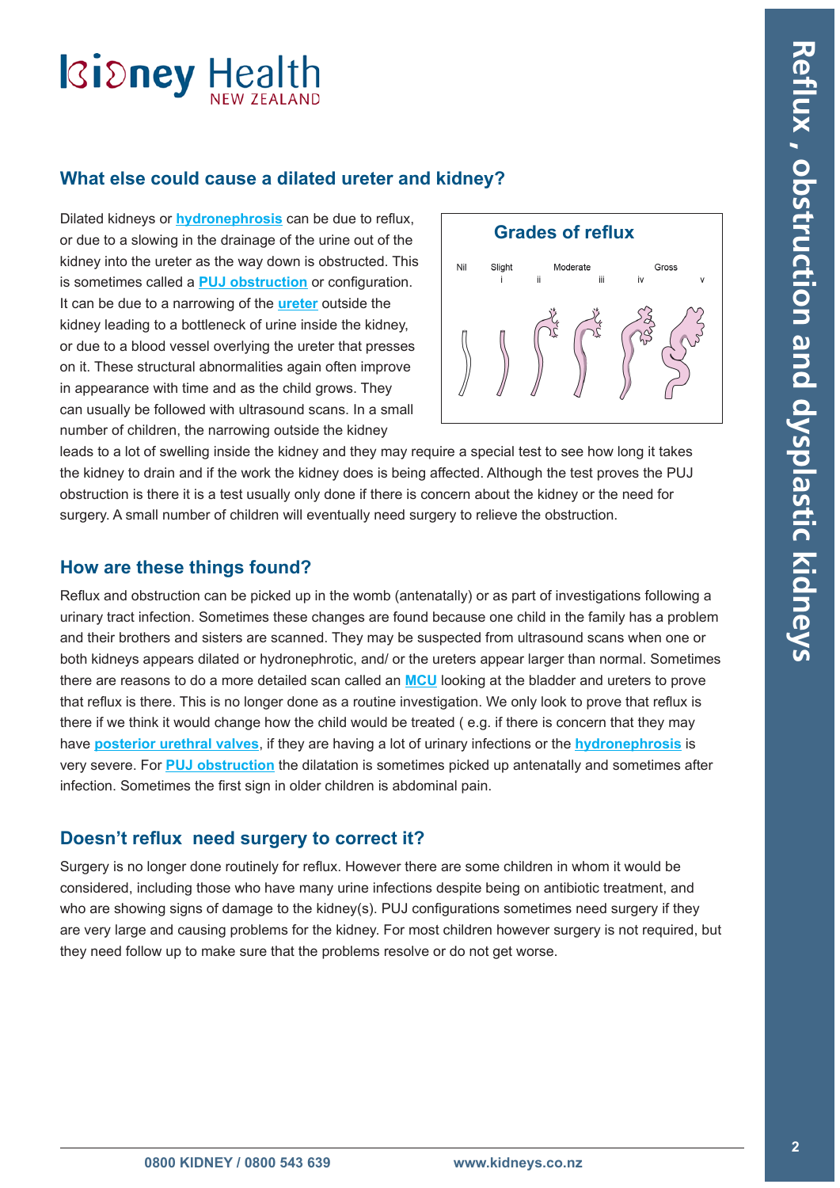## What else could cause a dilated ureter and kidney?

Dilated kidneys or **hydronephrosis** can be due to reflux, or due to a slowing in the drainage of the urine out of the kidney into the ureter as the way down is obstructed. This is sometimes called a **PUJ obstruction** or configuration. It can be due to a narrowing of the **ureter** outside the kidney leading to a bottleneck of urine inside the kidney, or due to a blood vessel overlying the ureter that presses on it. These structural abnormalities again often improve in appearance with time and as the child grows. They can usually be followed with ultrasound scans. In a small number of children, the narrowing outside the kidney leads to a lot of swelling inside the kidney and they may require a special test to see how long it takes the kidney to drain and if the work the kidney does is being affected. Although the test proves the PUJ obstruction is there it is a test usually only done if there is concern about the kidney or the need for surgery. A small number of children will eventually need surgery to relieve the obstruction.

**Grades of reflux**

Nil, Slight (i), ii, Moderate (iii), iv, Gross (v)

## How are these things found?

Reflux and obstruction can be picked up in the womb (antenatally) or as part of investigations following a urinary tract infection. Sometimes these changes are found because one child in the family has a problem and their brothers and sisters are scanned. They may be suspected from ultrasound scans when one or both kidneys appears dilated or hydronephrotic, and/ or the ureters appear larger than normal. Sometimes there are reasons to do a more detailed scan called an **MCU** looking at the bladder and ureters to prove that reflux is there. This is no longer done as a routine investigation. We only look to prove that reflux is there if we think it would change how the child would be treated ( e.g. if there is concern that they may have **posterior urethral valves**, if they are having a lot of urinary infections or the **hydronephrosis** is very severe. For **PUJ obstruction** the dilatation is sometimes picked up antenatally and sometimes after infection. Sometimes the first sign in older children is abdominal pain.

## Doesn't reflux need surgery to correct it?

Surgery is no longer done routinely for reflux. However there are some children in whom it would be considered, including those who have many urine infections despite being on antibiotic treatment, and who are showing signs of damage to the kidney(s). PUJ configurations sometimes need surgery if they are very large and causing problems for the kidney. For most children however surgery is not required, but they need follow up to make sure that the problems resolve or do not get worse.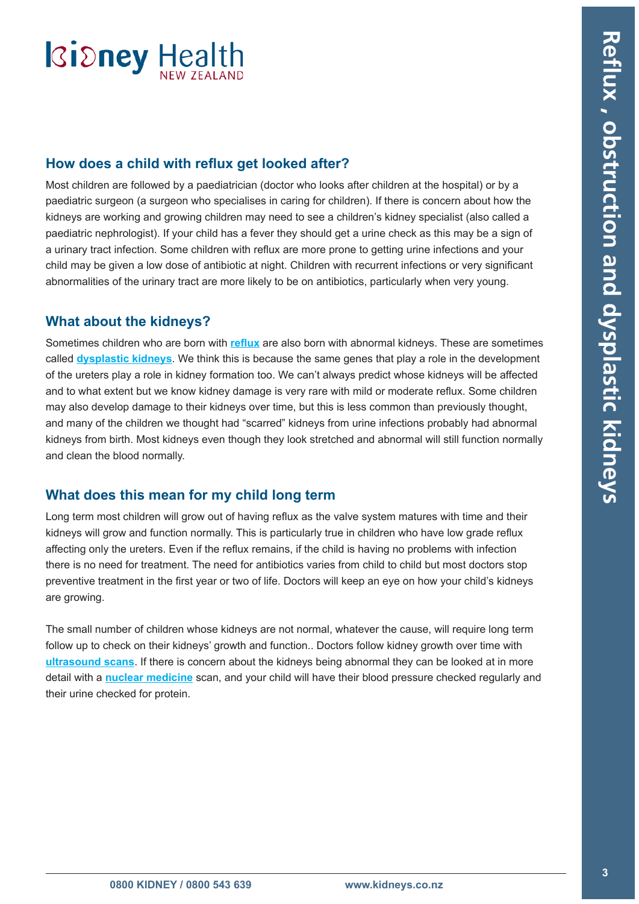## How does a child with reflux get looked after?

Most children are followed by a paediatrician (doctor who looks after children at the hospital) or by a paediatric surgeon (a surgeon who specialises in caring for children). If there is concern about how the kidneys are working and growing children may need to see a children's kidney specialist (also called a paediatric nephrologist). If your child has a fever they should get a urine check as this may be a sign of a urinary tract infection. Some children with reflux are more prone to getting urine infections and your child may be given a low dose of antibiotic at night. Children with recurrent infections or very significant abnormalities of the urinary tract are more likely to be on antibiotics, particularly when very young.

## What about the kidneys?

Sometimes children who are born with **reflux** are also born with abnormal kidneys. These are sometimes called **dysplastic kidneys**. We think this is because the same genes that play a role in the development of the ureters play a role in kidney formation too. We can't always predict whose kidneys will be affected and to what extent but we know kidney damage is very rare with mild or moderate reflux. Some children may also develop damage to their kidneys over time, but this is less common than previously thought, and many of the children we thought had "scarred" kidneys from urine infections probably had abnormal kidneys from birth. Most kidneys even though they look stretched and abnormal will still function normally and clean the blood normally.

## What does this mean for my child long term

Long term most children will grow out of having reflux as the valve system matures with time and their kidneys will grow and function normally. This is particularly true in children who have low grade reflux affecting only the ureters. Even if the reflux remains, if the child is having no problems with infection there is no need for treatment. The need for antibiotics varies from child to child but most doctors stop preventive treatment in the first year or two of life. Doctors will keep an eye on how your child's kidneys are growing.

The small number of children whose kidneys are not normal, whatever the cause, will require long term follow up to check on their kidneys' growth and function.. Doctors follow kidney growth over time with **ultrasound scans**. If there is concern about the kidneys being abnormal they can be looked at in more detail with a **nuclear medicine** scan, and your child will have their blood pressure checked regularly and their urine checked for protein.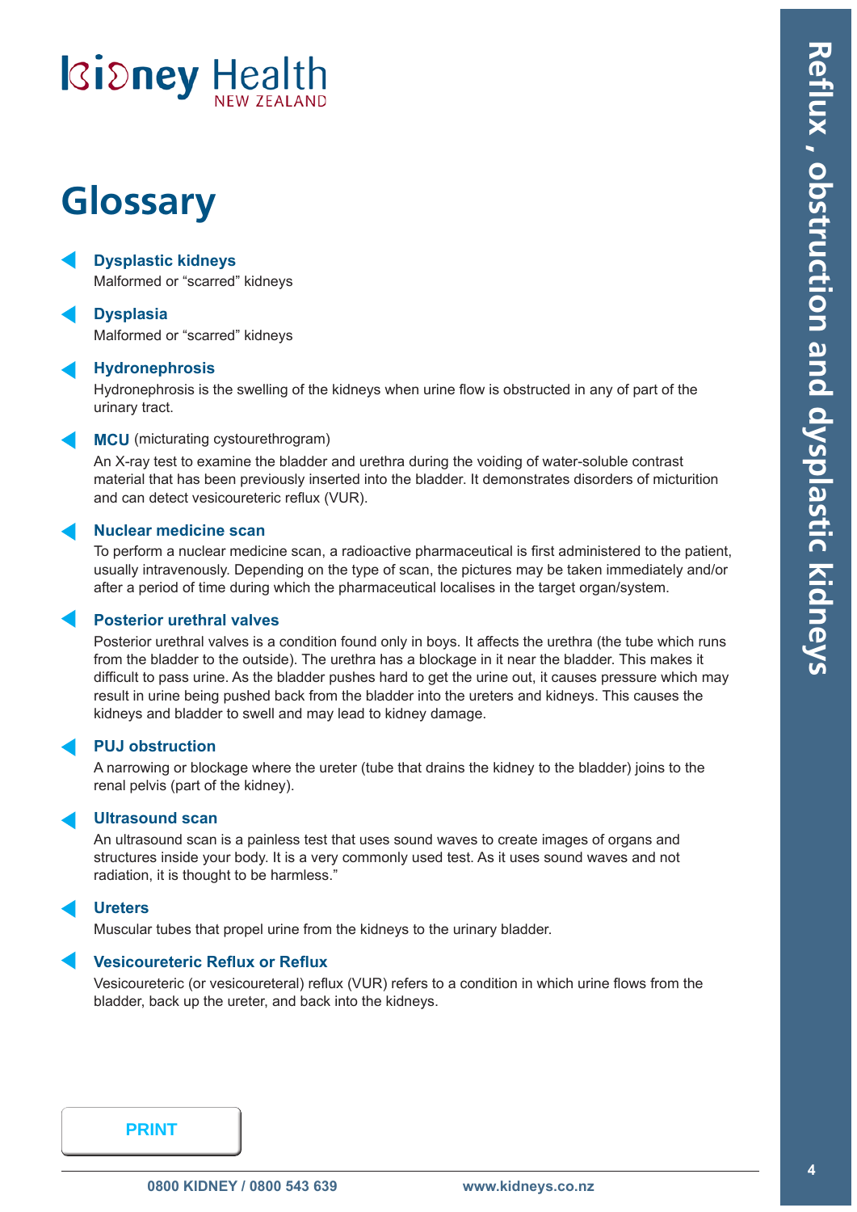# Glossary

**Dysplastic kidneys**
Malformed or "scarred" kidneys

**Dysplasia**
Malformed or "scarred" kidneys

**Hydronephrosis**
Hydronephrosis is the swelling of the kidneys when urine flow is obstructed in any of part of the urinary tract.

**MCU** (micturating cystourethrogram)
An X-ray test to examine the bladder and urethra during the voiding of water-soluble contrast material that has been previously inserted into the bladder. It demonstrates disorders of micturition and can detect vesicoureteric reflux (VUR).

**Nuclear medicine scan**
To perform a nuclear medicine scan, a radioactive pharmaceutical is first administered to the patient, usually intravenously. Depending on the type of scan, the pictures may be taken immediately and/or after a period of time during which the pharmaceutical localises in the target organ/system.

**Posterior urethral valves**
Posterior urethral valves is a condition found only in boys. It affects the urethra (the tube which runs from the bladder to the outside). The urethra has a blockage in it near the bladder. This makes it difficult to pass urine. As the bladder pushes hard to get the urine out, it causes pressure which may result in urine being pushed back from the bladder into the ureters and kidneys. This causes the kidneys and bladder to swell and may lead to kidney damage.

**PUJ obstruction**
A narrowing or blockage where the ureter (tube that drains the kidney to the bladder) joins to the renal pelvis (part of the kidney).

**Ultrasound scan**
An ultrasound scan is a painless test that uses sound waves to create images of organs and structures inside your body. It is a very commonly used test. As it uses sound waves and not radiation, it is thought to be harmless."

**Ureters**
Muscular tubes that propel urine from the kidneys to the urinary bladder.

**Vesicoureteric Reflux or Reflux**
Vesicoureteric (or vesicoureteral) reflux (VUR) refers to a condition in which urine flows from the bladder, back up the ureter, and back into the kidneys.

PRINT

0800 KIDNEY / 0800 543 639 www.kidneys.co.nz